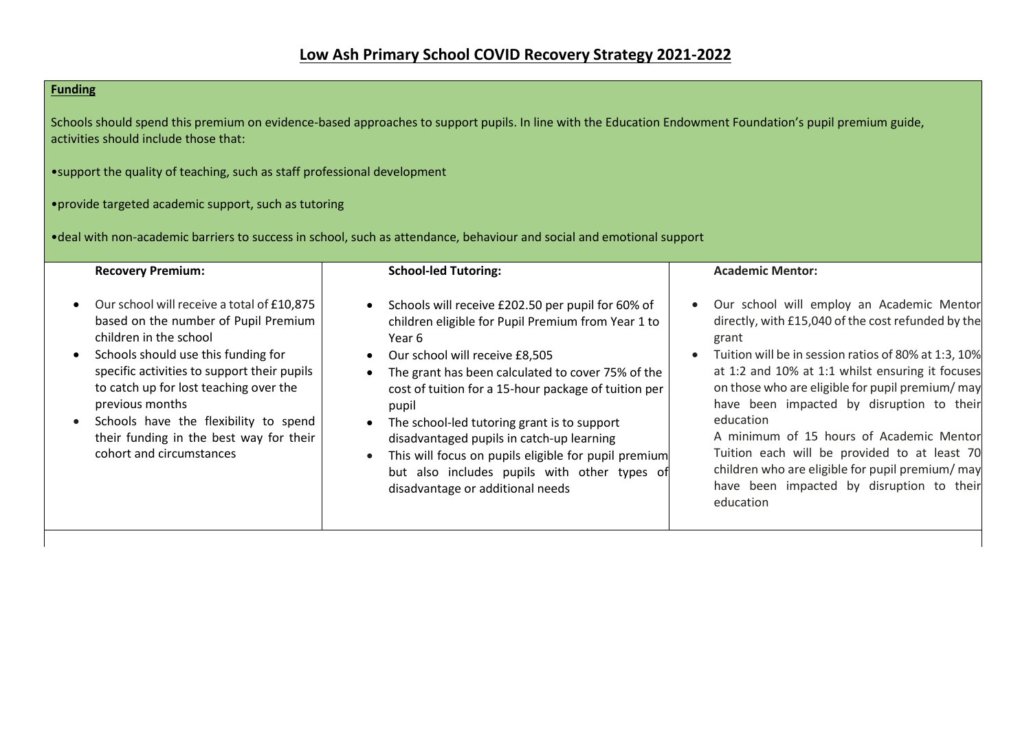# Low Ash Primary School COVID Recovery Strategy 2021-2022

**Funding**

Schools should spend this premium on evidence-based approaches to support pupils. In line with the Education Endowment Foundation's pupil premium guide, activities should include those that:

•support the quality of teaching, such as staff professional development

•provide targeted academic support, such as tutoring

•deal with non-academic barriers to success in school, such as attendance, behaviour and social and emotional support

| **Recovery Premium:** | **School-led Tutoring:** | **Academic Mentor:** |
|---|---|---|
| • Our school will receive a total of £10,875 based on the number of Pupil Premium children in the school<br>• Schools should use this funding for specific activities to support their pupils to catch up for lost teaching over the previous months<br>• Schools have the flexibility to spend their funding in the best way for their cohort and circumstances | • Schools will receive £202.50 per pupil for 60% of children eligible for Pupil Premium from Year 1 to Year 6<br>• Our school will receive £8,505<br>• The grant has been calculated to cover 75% of the cost of tuition for a 15-hour package of tuition per pupil<br>• The school-led tutoring grant is to support disadvantaged pupils in catch-up learning<br>• This will focus on pupils eligible for pupil premium but also includes pupils with other types of disadvantage or additional needs | • Our school will employ an Academic Mentor directly, with £15,040 of the cost refunded by the grant<br>• Tuition will be in session ratios of 80% at 1:3, 10% at 1:2 and 10% at 1:1 whilst ensuring it focuses on those who are eligible for pupil premium/ may have been impacted by disruption to their education<br>A minimum of 15 hours of Academic Mentor Tuition each will be provided to at least 70 children who are eligible for pupil premium/ may have been impacted by disruption to their education |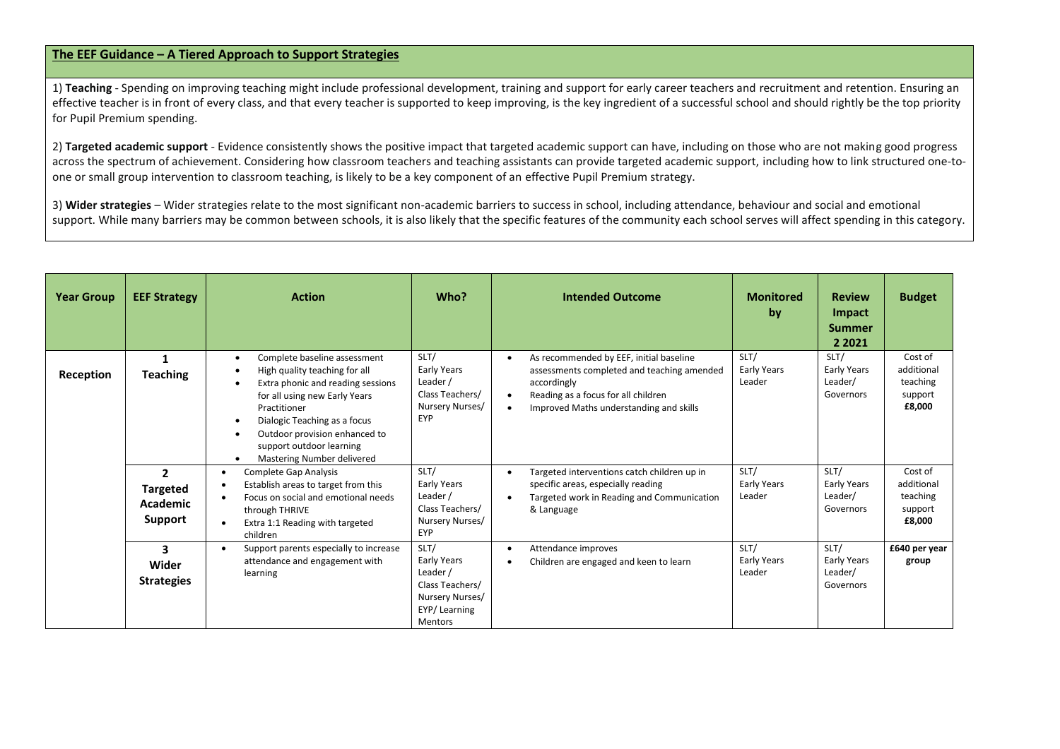## The EEF Guidance – A Tiered Approach to Support Strategies

1) **Teaching** - Spending on improving teaching might include professional development, training and support for early career teachers and recruitment and retention. Ensuring an effective teacher is in front of every class, and that every teacher is supported to keep improving, is the key ingredient of a successful school and should rightly be the top priority for Pupil Premium spending.

2) **Targeted academic support** - Evidence consistently shows the positive impact that targeted academic support can have, including on those who are not making good progress across the spectrum of achievement. Considering how classroom teachers and teaching assistants can provide targeted academic support, including how to link structured one-to-one or small group intervention to classroom teaching, is likely to be a key component of an effective Pupil Premium strategy.

3) **Wider strategies** – Wider strategies relate to the most significant non-academic barriers to success in school, including attendance, behaviour and social and emotional support. While many barriers may be common between schools, it is also likely that the specific features of the community each school serves will affect spending in this category.

| Year Group | EEF Strategy | Action | Who? | Intended Outcome | Monitored by | Review Impact Summer 2 2021 | Budget |
|---|---|---|---|---|---|---|---|
| **Reception** | **1 Teaching** | • Complete baseline assessment<br>• High quality teaching for all<br>• Extra phonic and reading sessions for all using new Early Years Practitioner<br>• Dialogic Teaching as a focus<br>• Outdoor provision enhanced to support outdoor learning<br>• Mastering Number delivered | SLT/ Early Years Leader / Class Teachers/ Nursery Nurses/ EYP | • As recommended by EEF, initial baseline assessments completed and teaching amended accordingly<br>• Reading as a focus for all children<br>• Improved Maths understanding and skills | SLT/ Early Years Leader | SLT/ Early Years Leader/ Governors | Cost of additional teaching support **£8,000** |
| | **2 Targeted Academic Support** | • Complete Gap Analysis<br>• Establish areas to target from this<br>• Focus on social and emotional needs through THRIVE<br>• Extra 1:1 Reading with targeted children | SLT/ Early Years Leader / Class Teachers/ Nursery Nurses/ EYP | • Targeted interventions catch children up in specific areas, especially reading<br>• Targeted work in Reading and Communication & Language | SLT/ Early Years Leader | SLT/ Early Years Leader/ Governors | Cost of additional teaching support **£8,000** |
| | **3 Wider Strategies** | • Support parents especially to increase attendance and engagement with learning | SLT/ Early Years Leader / Class Teachers/ Nursery Nurses/ EYP/ Learning Mentors | • Attendance improves<br>• Children are engaged and keen to learn | SLT/ Early Years Leader | SLT/ Early Years Leader/ Governors | **£640 per year group** |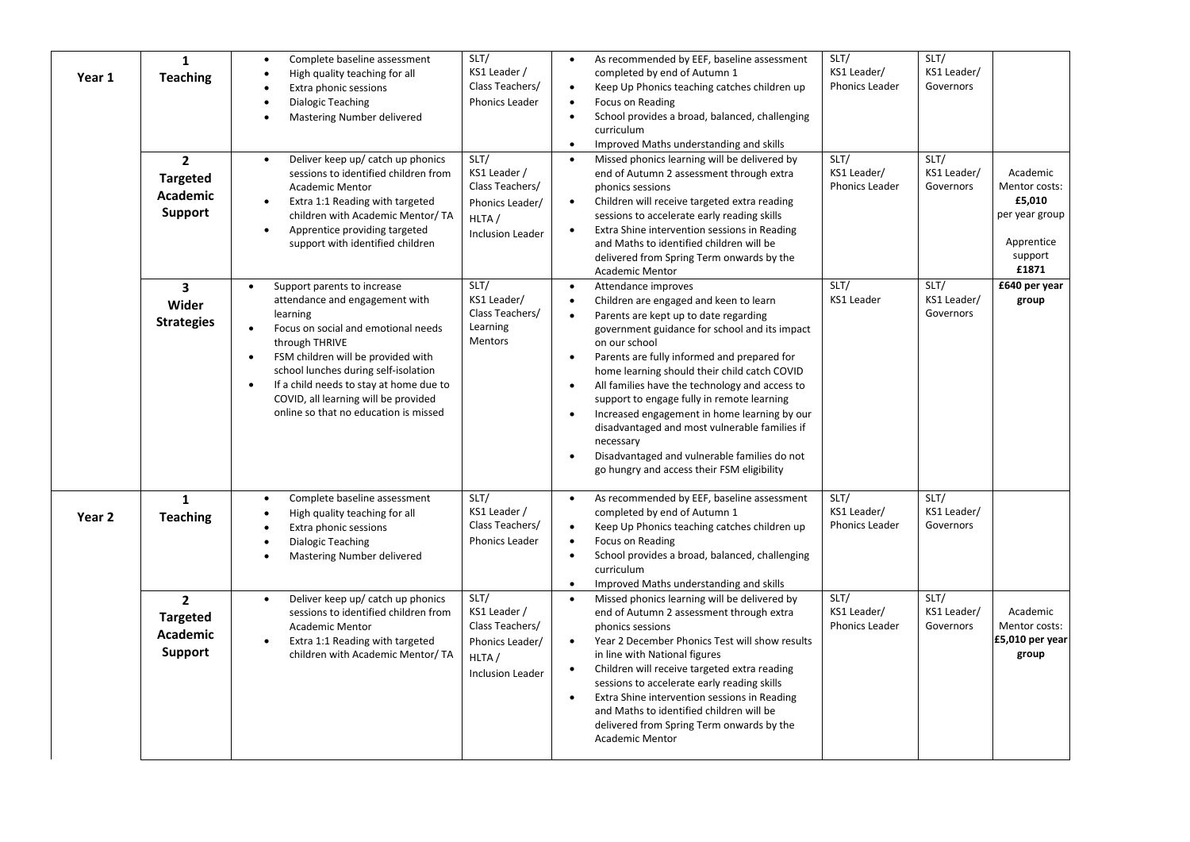| | | | | | | | |
|---|---|---|---|---|---|---|---|
| **Year 1** | **1 Teaching** | • Complete baseline assessment<br>• High quality teaching for all<br>• Extra phonic sessions<br>• Dialogic Teaching<br>• Mastering Number delivered | SLT/ KS1 Leader / Class Teachers/ Phonics Leader | • As recommended by EEF, baseline assessment completed by end of Autumn 1<br>• Keep Up Phonics teaching catches children up<br>• Focus on Reading<br>• School provides a broad, balanced, challenging curriculum<br>• Improved Maths understanding and skills | SLT/ KS1 Leader/ Phonics Leader | SLT/ KS1 Leader/ Governors | |
| | **2 Targeted Academic Support** | • Deliver keep up/ catch up phonics sessions to identified children from Academic Mentor<br>• Extra 1:1 Reading with targeted children with Academic Mentor/ TA<br>• Apprentice providing targeted support with identified children | SLT/ KS1 Leader / Class Teachers/ Phonics Leader/ HLTA / Inclusion Leader | • Missed phonics learning will be delivered by end of Autumn 2 assessment through extra phonics sessions<br>• Children will receive targeted extra reading sessions to accelerate early reading skills<br>• Extra Shine intervention sessions in Reading and Maths to identified children will be delivered from Spring Term onwards by the Academic Mentor | SLT/ KS1 Leader/ Phonics Leader | SLT/ KS1 Leader/ Governors | Academic Mentor costs: **£5,010** per year group<br><br>Apprentice support **£1871** |
| | **3 Wider Strategies** | • Support parents to increase attendance and engagement with learning<br>• Focus on social and emotional needs through THRIVE<br>• FSM children will be provided with school lunches during self-isolation<br>• If a child needs to stay at home due to COVID, all learning will be provided online so that no education is missed | SLT/ KS1 Leader/ Class Teachers/ Learning Mentors | • Attendance improves<br>• Children are engaged and keen to learn<br>• Parents are kept up to date regarding government guidance for school and its impact on our school<br>• Parents are fully informed and prepared for home learning should their child catch COVID<br>• All families have the technology and access to support to engage fully in remote learning<br>• Increased engagement in home learning by our disadvantaged and most vulnerable families if necessary<br>• Disadvantaged and vulnerable families do not go hungry and access their FSM eligibility | SLT/ KS1 Leader | SLT/ KS1 Leader/ Governors | **£640 per year group** |
| **Year 2** | **1 Teaching** | • Complete baseline assessment<br>• High quality teaching for all<br>• Extra phonic sessions<br>• Dialogic Teaching<br>• Mastering Number delivered | SLT/ KS1 Leader / Class Teachers/ Phonics Leader | • As recommended by EEF, baseline assessment completed by end of Autumn 1<br>• Keep Up Phonics teaching catches children up<br>• Focus on Reading<br>• School provides a broad, balanced, challenging curriculum<br>• Improved Maths understanding and skills | SLT/ KS1 Leader/ Phonics Leader | SLT/ KS1 Leader/ Governors | |
| | **2 Targeted Academic Support** | • Deliver keep up/ catch up phonics sessions to identified children from Academic Mentor<br>• Extra 1:1 Reading with targeted children with Academic Mentor/ TA | SLT/ KS1 Leader / Class Teachers/ Phonics Leader/ HLTA / Inclusion Leader | • Missed phonics learning will be delivered by end of Autumn 2 assessment through extra phonics sessions<br>• Year 2 December Phonics Test will show results in line with National figures<br>• Children will receive targeted extra reading sessions to accelerate early reading skills<br>• Extra Shine intervention sessions in Reading and Maths to identified children will be delivered from Spring Term onwards by the Academic Mentor | SLT/ KS1 Leader/ Phonics Leader | SLT/ KS1 Leader/ Governors | Academic Mentor costs: **£5,010 per year group** |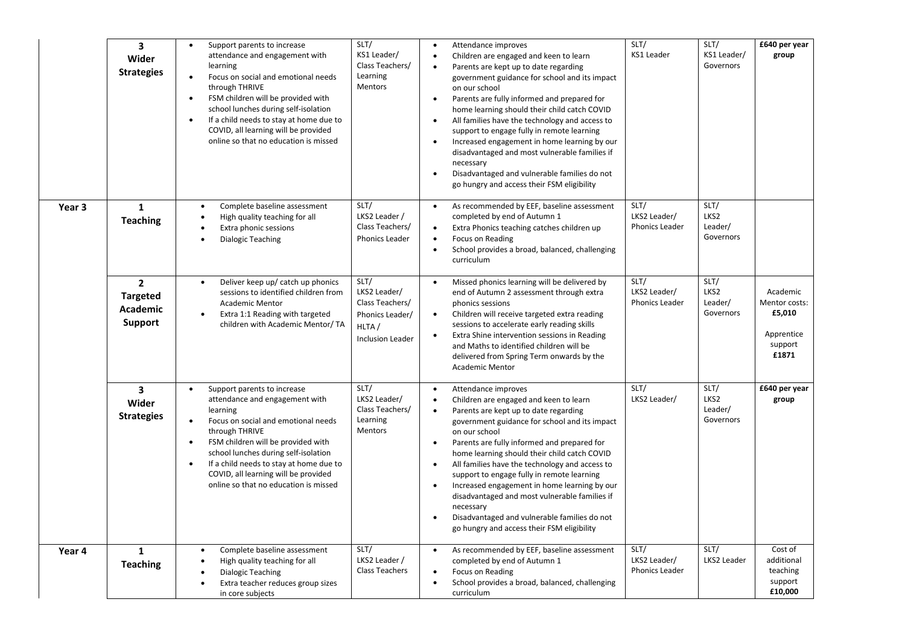| | | | | | | | |
|---|---|---|---|---|---|---|---|
| | **3 Wider Strategies** | • Support parents to increase attendance and engagement with learning<br>• Focus on social and emotional needs through THRIVE<br>• FSM children will be provided with school lunches during self-isolation<br>• If a child needs to stay at home due to COVID, all learning will be provided online so that no education is missed | SLT/ KS1 Leader/ Class Teachers/ Learning Mentors | • Attendance improves<br>• Children are engaged and keen to learn<br>• Parents are kept up to date regarding government guidance for school and its impact on our school<br>• Parents are fully informed and prepared for home learning should their child catch COVID<br>• All families have the technology and access to support to engage fully in remote learning<br>• Increased engagement in home learning by our disadvantaged and most vulnerable families if necessary<br>• Disadvantaged and vulnerable families do not go hungry and access their FSM eligibility | SLT/ KS1 Leader | SLT/ KS1 Leader/ Governors | **£640 per year group** |
| **Year 3** | **1 Teaching** | • Complete baseline assessment<br>• High quality teaching for all<br>• Extra phonic sessions<br>• Dialogic Teaching | SLT/ LKS2 Leader / Class Teachers/ Phonics Leader | • As recommended by EEF, baseline assessment completed by end of Autumn 1<br>• Extra Phonics teaching catches children up<br>• Focus on Reading<br>• School provides a broad, balanced, challenging curriculum | SLT/ LKS2 Leader/ Phonics Leader | SLT/ LKS2 Leader/ Governors | |
| | **2 Targeted Academic Support** | • Deliver keep up/ catch up phonics sessions to identified children from Academic Mentor<br>• Extra 1:1 Reading with targeted children with Academic Mentor/ TA | SLT/ LKS2 Leader/ Class Teachers/ Phonics Leader/ HLTA / Inclusion Leader | • Missed phonics learning will be delivered by end of Autumn 2 assessment through extra phonics sessions<br>• Children will receive targeted extra reading sessions to accelerate early reading skills<br>• Extra Shine intervention sessions in Reading and Maths to identified children will be delivered from Spring Term onwards by the Academic Mentor | SLT/ LKS2 Leader/ Phonics Leader | SLT/ LKS2 Leader/ Governors | Academic Mentor costs: **£5,010**<br><br>Apprentice support **£1871** |
| | **3 Wider Strategies** | • Support parents to increase attendance and engagement with learning<br>• Focus on social and emotional needs through THRIVE<br>• FSM children will be provided with school lunches during self-isolation<br>• If a child needs to stay at home due to COVID, all learning will be provided online so that no education is missed | SLT/ LKS2 Leader/ Class Teachers/ Learning Mentors | • Attendance improves<br>• Children are engaged and keen to learn<br>• Parents are kept up to date regarding government guidance for school and its impact on our school<br>• Parents are fully informed and prepared for home learning should their child catch COVID<br>• All families have the technology and access to support to engage fully in remote learning<br>• Increased engagement in home learning by our disadvantaged and most vulnerable families if necessary<br>• Disadvantaged and vulnerable families do not go hungry and access their FSM eligibility | SLT/ LKS2 Leader/ | SLT/ LKS2 Leader/ Governors | **£640 per year group** |
| **Year 4** | **1 Teaching** | • Complete baseline assessment<br>• High quality teaching for all<br>• Dialogic Teaching<br>• Extra teacher reduces group sizes in core subjects | SLT/ LKS2 Leader / Class Teachers | • As recommended by EEF, baseline assessment completed by end of Autumn 1<br>• Focus on Reading<br>• School provides a broad, balanced, challenging curriculum | SLT/ LKS2 Leader/ Phonics Leader | SLT/ LKS2 Leader | Cost of additional teaching support **£10,000** |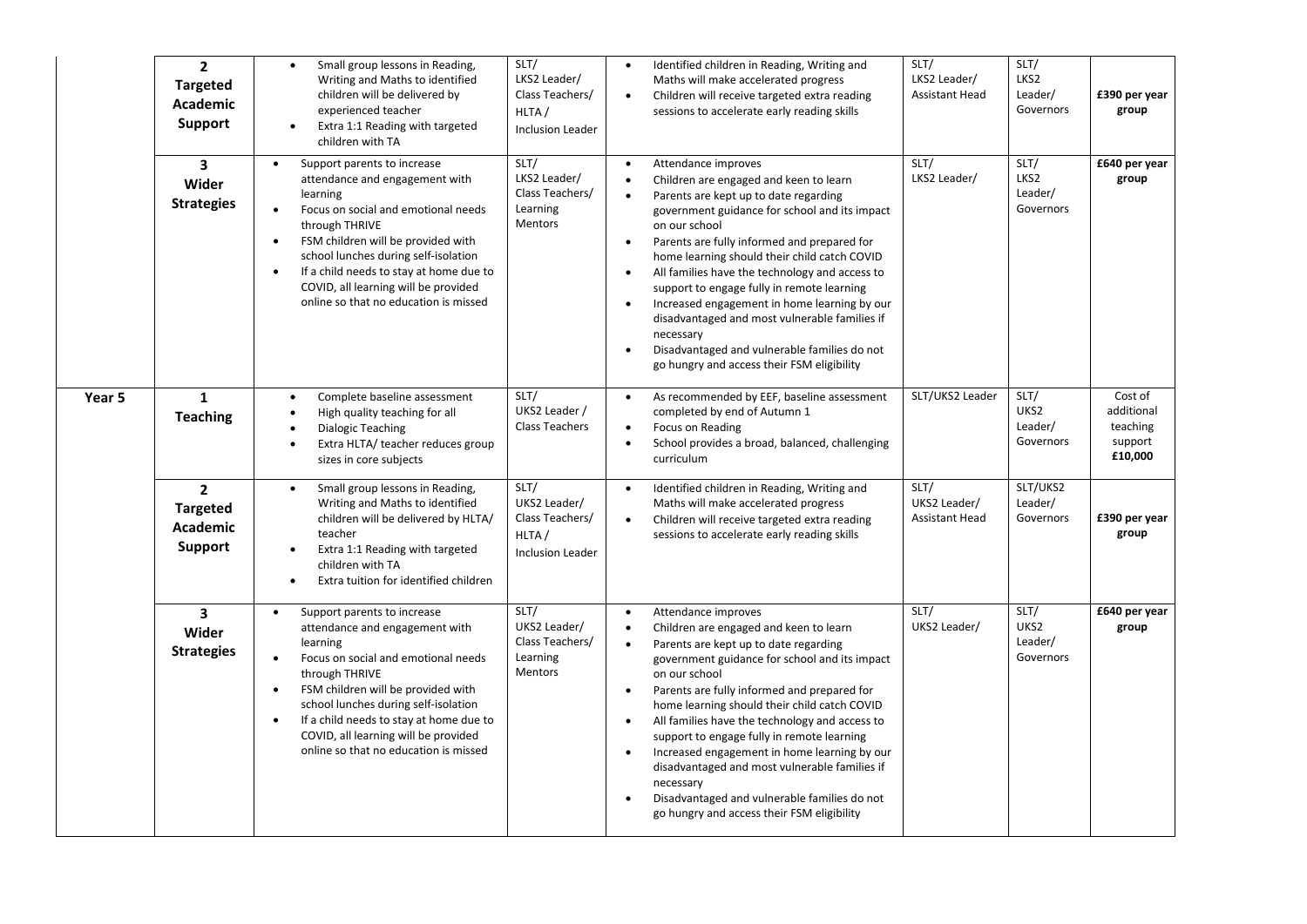| | | | | | | | |
|---|---|---|---|---|---|---|---|
| | **2 Targeted Academic Support** | • Small group lessons in Reading, Writing and Maths to identified children will be delivered by experienced teacher<br>• Extra 1:1 Reading with targeted children with TA | SLT/ LKS2 Leader/ Class Teachers/ HLTA / Inclusion Leader | • Identified children in Reading, Writing and Maths will make accelerated progress<br>• Children will receive targeted extra reading sessions to accelerate early reading skills | SLT/ LKS2 Leader/ Assistant Head | SLT/ LKS2 Leader/ Governors | **£390 per year group** |
| | **3 Wider Strategies** | • Support parents to increase attendance and engagement with learning<br>• Focus on social and emotional needs through THRIVE<br>• FSM children will be provided with school lunches during self-isolation<br>• If a child needs to stay at home due to COVID, all learning will be provided online so that no education is missed | SLT/ LKS2 Leader/ Class Teachers/ Learning Mentors | • Attendance improves<br>• Children are engaged and keen to learn<br>• Parents are kept up to date regarding government guidance for school and its impact on our school<br>• Parents are fully informed and prepared for home learning should their child catch COVID<br>• All families have the technology and access to support to engage fully in remote learning<br>• Increased engagement in home learning by our disadvantaged and most vulnerable families if necessary<br>• Disadvantaged and vulnerable families do not go hungry and access their FSM eligibility | SLT/ LKS2 Leader/ | SLT/ LKS2 Leader/ Governors | **£640 per year group** |
| **Year 5** | **1 Teaching** | • Complete baseline assessment<br>• High quality teaching for all<br>• Dialogic Teaching<br>• Extra HLTA/ teacher reduces group sizes in core subjects | SLT/ UKS2 Leader / Class Teachers | • As recommended by EEF, baseline assessment completed by end of Autumn 1<br>• Focus on Reading<br>• School provides a broad, balanced, challenging curriculum | SLT/UKS2 Leader | SLT/ UKS2 Leader/ Governors | Cost of additional teaching support **£10,000** |
| | **2 Targeted Academic Support** | • Small group lessons in Reading, Writing and Maths to identified children will be delivered by HLTA/ teacher<br>• Extra 1:1 Reading with targeted children with TA<br>• Extra tuition for identified children | SLT/ UKS2 Leader/ Class Teachers/ HLTA / Inclusion Leader | • Identified children in Reading, Writing and Maths will make accelerated progress<br>• Children will receive targeted extra reading sessions to accelerate early reading skills | SLT/ UKS2 Leader/ Assistant Head | SLT/UKS2 Leader/ Governors | **£390 per year group** |
| | **3 Wider Strategies** | • Support parents to increase attendance and engagement with learning<br>• Focus on social and emotional needs through THRIVE<br>• FSM children will be provided with school lunches during self-isolation<br>• If a child needs to stay at home due to COVID, all learning will be provided online so that no education is missed | SLT/ UKS2 Leader/ Class Teachers/ Learning Mentors | • Attendance improves<br>• Children are engaged and keen to learn<br>• Parents are kept up to date regarding government guidance for school and its impact on our school<br>• Parents are fully informed and prepared for home learning should their child catch COVID<br>• All families have the technology and access to support to engage fully in remote learning<br>• Increased engagement in home learning by our disadvantaged and most vulnerable families if necessary<br>• Disadvantaged and vulnerable families do not go hungry and access their FSM eligibility | SLT/ UKS2 Leader/ | SLT/ UKS2 Leader/ Governors | **£640 per year group** |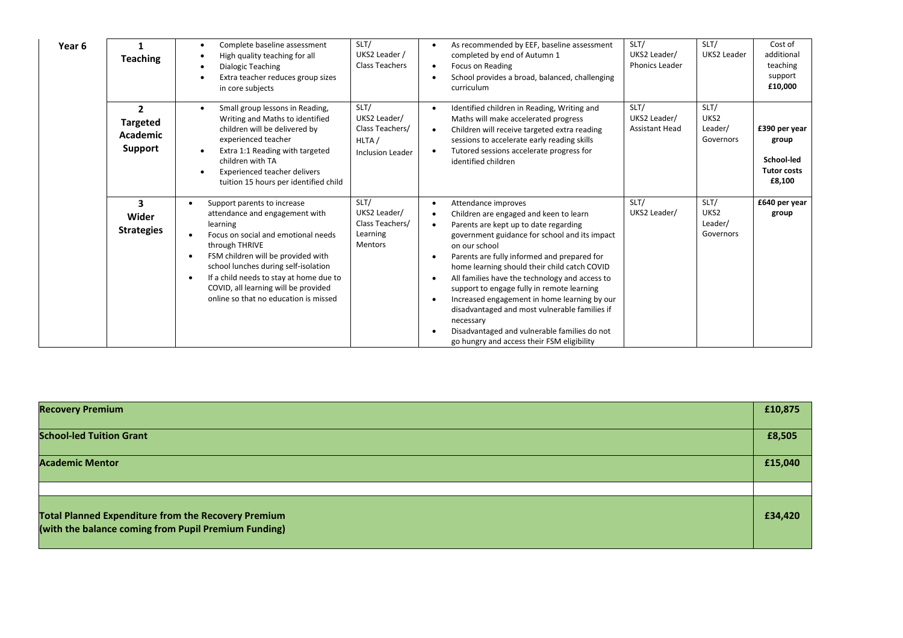| | | | | | | | |
|---|---|---|---|---|---|---|---|
| **Year 6** | **1 Teaching** | • Complete baseline assessment<br>• High quality teaching for all<br>• Dialogic Teaching<br>• Extra teacher reduces group sizes in core subjects | SLT/ UKS2 Leader / Class Teachers | • As recommended by EEF, baseline assessment completed by end of Autumn 1<br>• Focus on Reading<br>• School provides a broad, balanced, challenging curriculum | SLT/ UKS2 Leader/ Phonics Leader | SLT/ UKS2 Leader | Cost of additional teaching support **£10,000** |
| | **2 Targeted Academic Support** | • Small group lessons in Reading, Writing and Maths to identified children will be delivered by experienced teacher<br>• Extra 1:1 Reading with targeted children with TA<br>• Experienced teacher delivers tuition 15 hours per identified child | SLT/ UKS2 Leader/ Class Teachers/ HLTA / Inclusion Leader | • Identified children in Reading, Writing and Maths will make accelerated progress<br>• Children will receive targeted extra reading sessions to accelerate early reading skills<br>• Tutored sessions accelerate progress for identified children | SLT/ UKS2 Leader/ Assistant Head | SLT/ UKS2 Leader/ Governors | **£390 per year group**<br><br>**School-led Tutor costs £8,100** |
| | **3 Wider Strategies** | • Support parents to increase attendance and engagement with learning<br>• Focus on social and emotional needs through THRIVE<br>• FSM children will be provided with school lunches during self-isolation<br>• If a child needs to stay at home due to COVID, all learning will be provided online so that no education is missed | SLT/ UKS2 Leader/ Class Teachers/ Learning Mentors | • Attendance improves<br>• Children are engaged and keen to learn<br>• Parents are kept up to date regarding government guidance for school and its impact on our school<br>• Parents are fully informed and prepared for home learning should their child catch COVID<br>• All families have the technology and access to support to engage fully in remote learning<br>• Increased engagement in home learning by our disadvantaged and most vulnerable families if necessary<br>• Disadvantaged and vulnerable families do not go hungry and access their FSM eligibility | SLT/ UKS2 Leader/ | SLT/ UKS2 Leader/ Governors | **£640 per year group** |

| | |
|---|---|
| **Recovery Premium** | **£10,875** |
| **School-led Tuition Grant** | **£8,505** |
| **Academic Mentor** | **£15,040** |
| | |
| **Total Planned Expenditure from the Recovery Premium (with the balance coming from Pupil Premium Funding)** | **£34,420** |